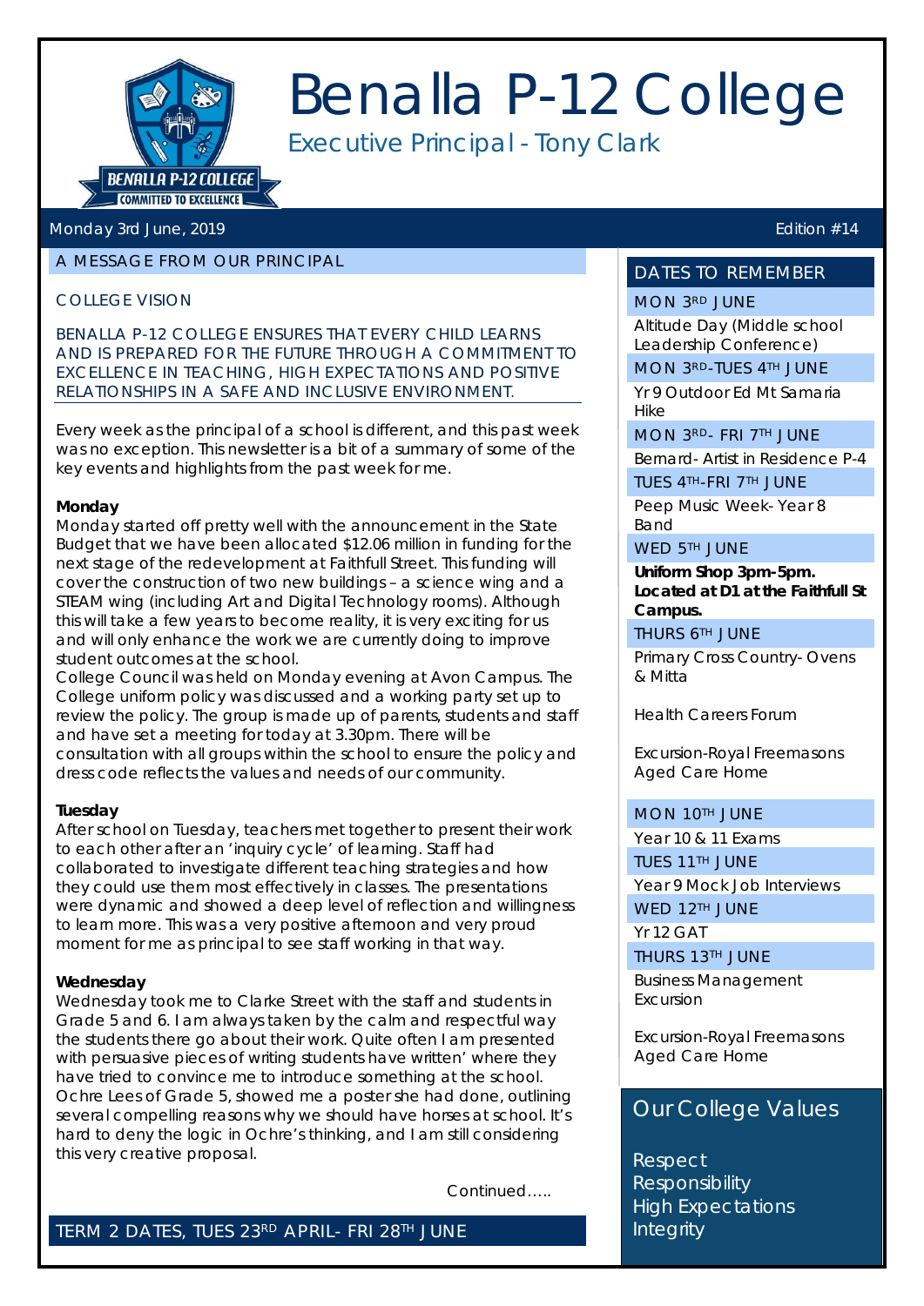# Benalla P-12 College

Executive Principal - Tony Clark

Monday 3rd June, 2019 — Edition #14

## A MESSAGE FROM OUR PRINCIPAL

### COLLEGE VISION

BENALLA P-12 COLLEGE ENSURES THAT EVERY CHILD LEARNS AND IS PREPARED FOR THE FUTURE THROUGH A COMMITMENT TO EXCELLENCE IN TEACHING, HIGH EXPECTATIONS AND POSITIVE RELATIONSHIPS IN A SAFE AND INCLUSIVE ENVIRONMENT.

Every week as the principal of a school is different, and this past week was no exception. This newsletter is a bit of a summary of some of the key events and highlights from the past week for me.

**Monday**

Monday started off pretty well with the announcement in the State Budget that we have been allocated $12.06 million in funding for the next stage of the redevelopment at Faithfull Street. This funding will cover the construction of two new buildings – a science wing and a STEAM wing (including Art and Digital Technology rooms). Although this will take a few years to become reality, it is very exciting for us and will only enhance the work we are currently doing to improve student outcomes at the school.

College Council was held on Monday evening at Avon Campus. The College uniform policy was discussed and a working party set up to review the policy. The group is made up of parents, students and staff and have set a meeting for today at 3.30pm. There will be consultation with all groups within the school to ensure the policy and dress code reflects the values and needs of our community.

**Tuesday**

After school on Tuesday, teachers met together to present their work to each other after an 'inquiry cycle' of learning. Staff had collaborated to investigate different teaching strategies and how they could use them most effectively in classes. The presentations were dynamic and showed a deep level of reflection and willingness to learn more. This was a very positive afternoon and very proud moment for me as principal to see staff working in that way.

**Wednesday**

Wednesday took me to Clarke Street with the staff and students in Grade 5 and 6. I am always taken by the calm and respectful way the students there go about their work. Quite often I am presented with persuasive pieces of writing students have written' where they have tried to convince me to introduce something at the school. Ochre Lees of Grade 5, showed me a poster she had done, outlining several compelling reasons why we should have horses at school. It's hard to deny the logic in Ochre's thinking, and I am still considering this very creative proposal.

Continued…..

TERM 2 DATES, TUES 23RD APRIL- FRI 28TH JUNE

## DATES TO REMEMBER

**MON 3RD JUNE**
Altitude Day (Middle school Leadership Conference)

**MON 3RD-TUES 4TH JUNE**
Yr 9 Outdoor Ed Mt Samaria Hike

**MON 3RD- FRI 7TH JUNE**
Bernard- Artist in Residence P-4

**TUES 4TH-FRI 7TH JUNE**
Peep Music Week- Year 8 Band

**WED 5TH JUNE**
**Uniform Shop 3pm-5pm. Located at D1 at the Faithfull St Campus.**

**THURS 6TH JUNE**
Primary Cross Country- Ovens & Mitta

Health Careers Forum

Excursion-Royal Freemasons Aged Care Home

**MON 10TH JUNE**
Year 10 & 11 Exams

**TUES 11TH JUNE**
Year 9 Mock Job Interviews

**WED 12TH JUNE**
Yr 12 GAT

**THURS 13TH JUNE**
Business Management Excursion

Excursion-Royal Freemasons Aged Care Home

## Our College Values

Respect
Responsibility
High Expectations
Integrity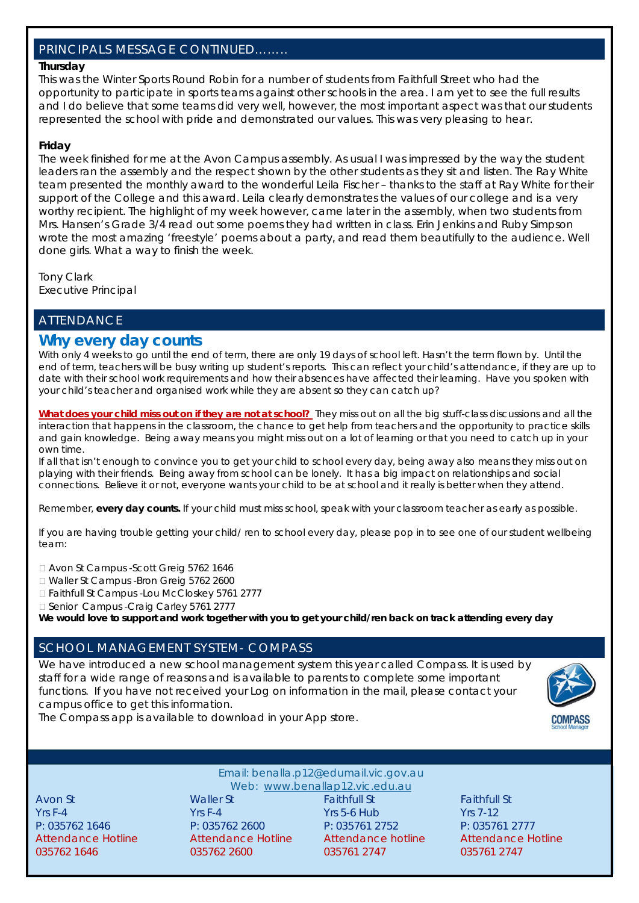## PRINCIPALS MESSAGE CONTINUED……..

**Thursday**

This was the Winter Sports Round Robin for a number of students from Faithfull Street who had the opportunity to participate in sports teams against other schools in the area. I am yet to see the full results and I do believe that some teams did very well, however, the most important aspect was that our students represented the school with pride and demonstrated our values. This was very pleasing to hear.

**Friday**

The week finished for me at the Avon Campus assembly. As usual I was impressed by the way the student leaders ran the assembly and the respect shown by the other students as they sit and listen. The Ray White team presented the monthly award to the wonderful Leila Fischer – thanks to the staff at Ray White for their support of the College and this award. Leila clearly demonstrates the values of our college and is a very worthy recipient. The highlight of my week however, came later in the assembly, when two students from Mrs. Hansen's Grade 3/4 read out some poems they had written in class. Erin Jenkins and Ruby Simpson wrote the most amazing 'freestyle' poems about a party, and read them beautifully to the audience. Well done girls. What a way to finish the week.

Tony Clark
Executive Principal

## ATTENDANCE

### Why every day counts

With only 4 weeks to go until the end of term, there are only 19 days of school left. Hasn't the term flown by. Until the end of term, teachers will be busy writing up student's reports. This can reflect your child's attendance, if they are up to date with their school work requirements and how their absences have affected their learning. Have you spoken with your child's teacher and organised work while they are absent so they can catch up?

**What does your child miss out on if they are not at school?** They miss out on all the big stuff-class discussions and all the interaction that happens in the classroom, the chance to get help from teachers and the opportunity to practice skills and gain knowledge. Being away means you might miss out on a lot of learning or that you need to catch up in your own time.

If all that isn't enough to convince you to get your child to school every day, being away also means they miss out on playing with their friends. Being away from school can be lonely. It has a big impact on relationships and social connections. Believe it or not, everyone wants your child to be at school and it really is better when they attend.

Remember, **every day counts.** If your child must miss school, speak with your classroom teacher as early as possible.

If you are having trouble getting your child/ ren to school every day, please pop in to see one of our student wellbeing team:

- Avon St Campus -Scott Greig 5762 1646
- Waller St Campus -Bron Greig 5762 2600
- Faithfull St Campus -Lou McCloskey 5761 2777
- Senior Campus -Craig Carley 5761 2777

**We would love to support and work together with you to get your child/ren back on track attending every day**

## SCHOOL MANAGEMENT SYSTEM- COMPASS

We have introduced a new school management system this year called Compass. It is used by staff for a wide range of reasons and is available to parents to complete some important functions. If you have not received your Log on information in the mail, please contact your campus office to get this information.

The Compass app is available to download in your App store.

COMPASS
School Manager

Email: benalla.p12@edumail.vic.gov.au
Web: www.benallap12.vic.edu.au

| Avon St | Waller St | Faithfull St | Faithfull St |
|---|---|---|---|
| Yrs F-4 | Yrs F-4 | Yrs 5-6 Hub | Yrs 7-12 |
| P: 035762 1646 | P: 035762 2600 | P: 035761 2752 | P: 035761 2777 |
| Attendance Hotline | Attendance Hotline | Attendance hotline | Attendance Hotline |
| 035762 1646 | 035762 2600 | 035761 2747 | 035761 2747 |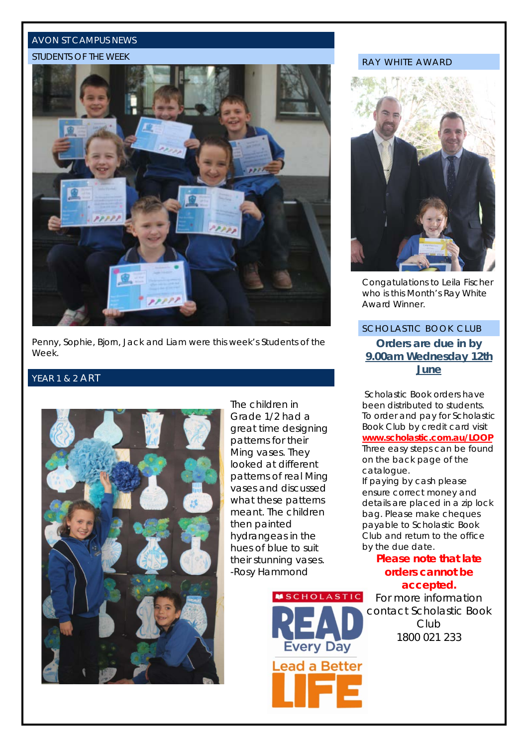# AVON ST CAMPUS NEWS

## STUDENTS OF THE WEEK

Penny, Sophie, Bjorn, Jack and Liam were this week's Students of the Week.

## YEAR 1 & 2 ART

The children in Grade 1/2 had a great time designing patterns for their Ming vases. They looked at different patterns of real Ming vases and discussed what these patterns meant. The children then painted hydrangeas in the hues of blue to suit their stunning vases. -Rosy Hammond

## RAY WHITE AWARD

Congratulations to Leila Fischer who is this Month's Ray White Award Winner.

## SCHOLASTIC BOOK CLUB

**Orders are due in by <u>9.00am Wednesday 12th June</u>**

Scholastic Book orders have been distributed to students. To order and pay for Scholastic Book Club by credit card visit **www.scholastic.com.au/LOOP** Three easy steps can be found on the back page of the catalogue.
If paying by cash please ensure correct money and details are placed in a zip lock bag. Please make cheques payable to Scholastic Book Club and return to the office by the due date.

**Please note that late orders cannot be accepted.**

For more information contact Scholastic Book Club 1800 021 233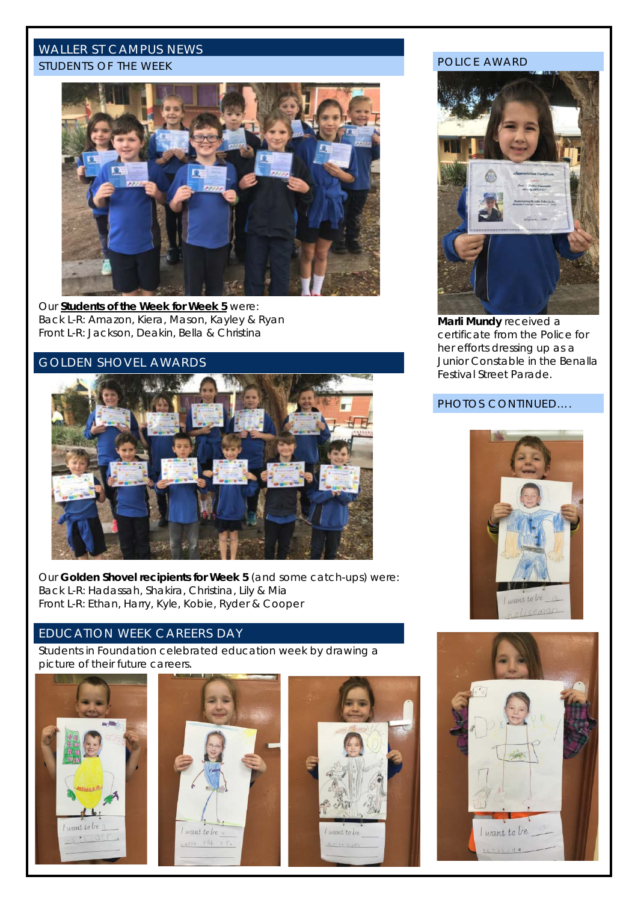# WALLER ST CAMPUS NEWS

## STUDENTS OF THE WEEK

Our **Students of the Week for Week 5** were:
Back L-R: Amazon, Kiera, Mason, Kayley & Ryan
Front L-R: Jackson, Deakin, Bella & Christina

## GOLDEN SHOVEL AWARDS

Our **Golden Shovel recipients for Week 5** (and some catch-ups) were:
Back L-R: Hadassah, Shakira, Christina, Lily & Mia
Front L-R: Ethan, Harry, Kyle, Kobie, Ryder & Cooper

## EDUCATION WEEK CAREERS DAY

Students in Foundation celebrated education week by drawing a picture of their future careers.

## POLICE AWARD

**Marli Mundy** received a certificate from the Police for her efforts dressing up as a Junior Constable in the Benalla Festival Street Parade.

## PHOTOS CONTINUED….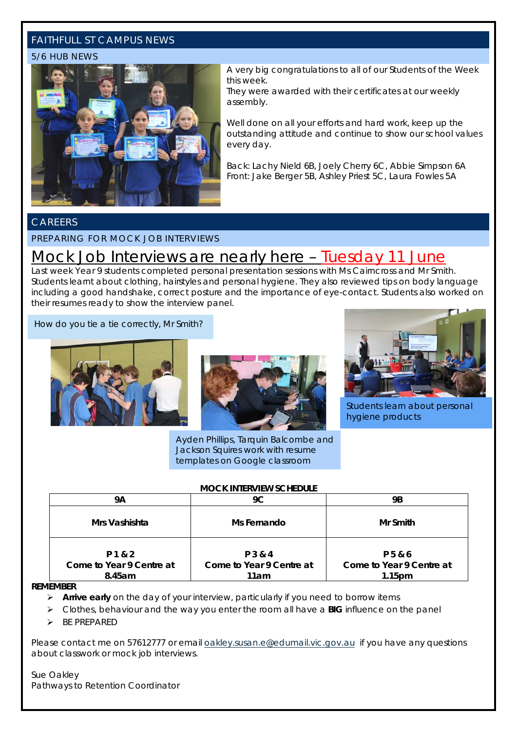# FAITHFULL ST CAMPUS NEWS

## 5/6 HUB NEWS

A very big congratulations to all of our Students of the Week this week.
They were awarded with their certificates at our weekly assembly.

Well done on all your efforts and hard work, keep up the outstanding attitude and continue to show our school values every day.

Back: Lachy Nield 6B, Joely Cherry 6C, Abbie Simpson 6A
Front: Jake Berger 5B, Ashley Priest 5C, Laura Fowles 5A

# CAREERS

## PREPARING FOR MOCK JOB INTERVIEWS

### Mock Job Interviews are nearly here – Tuesday 11 June

Last week Year 9 students completed personal presentation sessions with Ms Cairncross and Mr Smith. Students learnt about clothing, hairstyles and personal hygiene. They also reviewed tips on body language including a good handshake, correct posture and the importance of eye-contact. Students also worked on their resumes ready to show the interview panel.

How do you tie a tie correctly, Mr Smith?

Ayden Phillips, Tarquin Balcombe and Jackson Squires work with resume templates on Google classroom

Students learn about personal hygiene products

**MOCK INTERVIEW SCHEDULE**

| 9A | 9C | 9B |
|---|---|---|
| **Mrs Vashishta** | **Ms Fernando** | **Mr Smith** |
| **P 1 & 2**<br>**Come to Year 9 Centre at 8.45am** | **P 3 & 4**<br>**Come to Year 9 Centre at 11am** | **P 5 & 6**<br>**Come to Year 9 Centre at 1.15pm** |

**REMEMBER**

- **Arrive early** on the day of your interview, particularly if you need to borrow items
- Clothes, behaviour and the way you enter the room all have a **BIG** influence on the panel
- BE PREPARED

Please contact me on 57612777 or email oakley.susan.e@edumail.vic.gov.au if you have any questions about classwork or mock job interviews.

Sue Oakley
Pathways to Retention Coordinator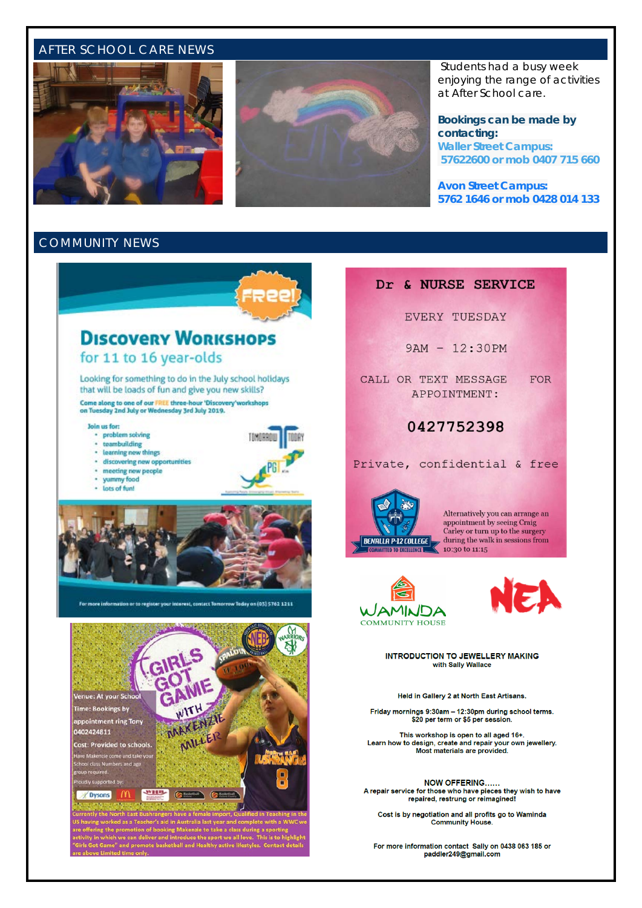## AFTER SCHOOL CARE NEWS

Students had a busy week enjoying the range of activities at After School care.

**Bookings can be made by contacting:**

**Waller Street Campus:**
**57622600 or mob 0407 715 660**

**Avon Street Campus:**
**5762 1646 or mob 0428 014 133**

## COMMUNITY NEWS

**FREE!**

# Discovery Workshops

## for 11 to 16 year-olds

Looking for something to do in the July school holidays that will be loads of fun and give you new skills?

Come along to one of our FREE three-hour 'Discovery' workshops on Tuesday 2nd July or Wednesday 3rd July 2019.

Join us for:

- problem solving
- teambuilding
- learning new things
- discovering new opportunities
- meeting new people
- yummy food
- lots of fun!

For more information or to register your interest, contact Tomorrow Today on (03) 5761 1211

**Dr & NURSE SERVICE**

EVERY TUESDAY

9AM – 12:30PM

CALL OR TEXT MESSAGE FOR APPOINTMENT:

**0427752398**

Private, confidential & free

BENALLA P-12 COLLEGE – COMMITTED TO EXCELLENCE

Alternatively you can arrange an appointment by seeing Craig Carley or turn up to the surgery during the walk in sessions from 10:30 to 11:15

**GIRLS GOT GAME WITH MAKENZIE MILLER**

Venue: At your School

Time: Bookings by appointment ring Tony 0402424811

Cost: Provided to schools.

Have Makenzie come and take your School class. Numbers and age group required.

Proudly supported by:

Currently the North East Bushrangers have a female import, Qualified in Teaching in the US having worked as a Teacher's aid in Australia last year and complete with a WWC we are offering the promotion of booking Makenzie to take a class during a sporting activity in which we can deliver and introduce the sport we all love. This is to highlight "Girls Got Game" and promote basketball and Healthy active lifestyles. Contact details are above Limited time only.

WAMINDA COMMUNITY HOUSE

NEA

**INTRODUCTION TO JEWELLERY MAKING**
with Sally Wallace

Held in Gallery 2 at North East Artisans.

Friday mornings 9:30am – 12:30pm during school terms.
$20 per term or $5 per session.

This workshop is open to all aged 16+.
Learn how to design, create and repair your own jewellery.
Most materials are provided.

NOW OFFERING......
A repair service for those who have pieces they wish to have repaired, restrung or reimagined!

Cost is by negotiation and all profits go to Waminda Community House.

For more information contact Sally on 0438 063 185 or paddler249@gmail.com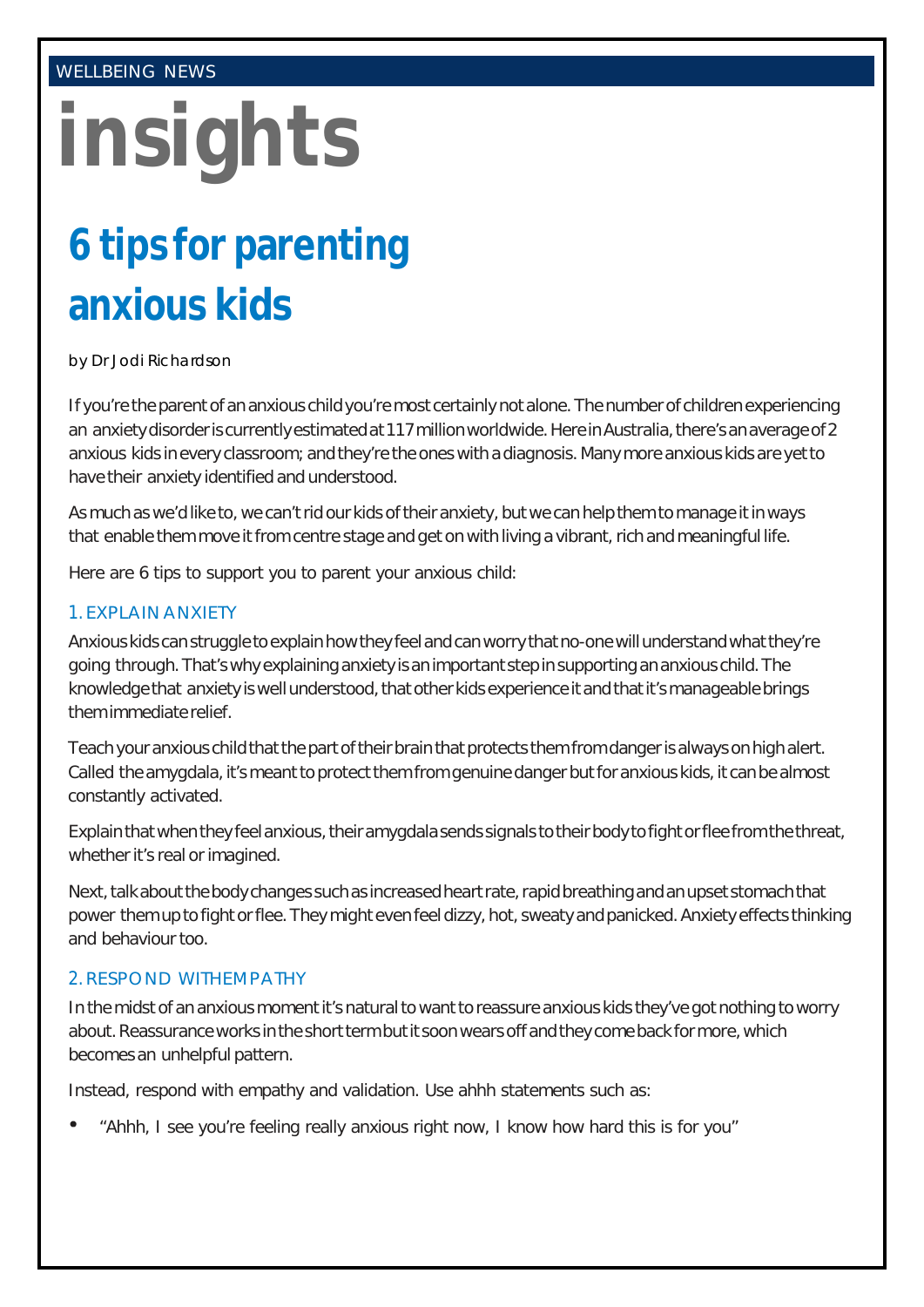WELLBEING NEWS

# insights

## 6 tips for parenting anxious kids

by Dr Jodi Richardson

If you're the parent of an anxious child you're most certainly not alone. The number of children experiencing an anxiety disorder is currently estimated at 117 million worldwide. Here in Australia, there's an average of 2 anxious kids in every classroom; and they're the ones with a diagnosis. Many more anxious kids are yet to have their anxiety identified and understood.

As much as we'd like to, we can't rid our kids of their anxiety, but we can help them to manage it in ways that enable them move it from centre stage and get on with living a vibrant, rich and meaningful life.

Here are 6 tips to support you to parent your anxious child:

### 1. EXPLAIN ANXIETY

Anxious kids can struggle to explain how they feel and can worry that no-one will understand what they're going through. That's why explaining anxiety is an important step in supporting an anxious child. The knowledge that anxiety is well understood, that other kids experience it and that it's manageable brings them immediate relief.

Teach your anxious child that the part of their brain that protects them from danger is always on high alert. Called the amygdala, it's meant to protect them from genuine danger but for anxious kids, it can be almost constantly activated.

Explain that when they feel anxious, their amygdala sends signals to their body to fight or flee from the threat, whether it's real or imagined.

Next, talk about the body changes such as increased heart rate, rapid breathing and an upset stomach that power them up to fight or flee. They might even feel dizzy, hot, sweaty and panicked. Anxiety effects thinking and behaviour too.

### 2. RESPOND WITH EMPATHY

In the midst of an anxious moment it's natural to want to reassure anxious kids they've got nothing to worry about. Reassurance works in the short term but it soon wears off and they come back for more, which becomes an unhelpful pattern.

Instead, respond with empathy and validation. Use ahhh statements such as:

- "Ahhh, I see you're feeling really anxious right now, I know how hard this is for you"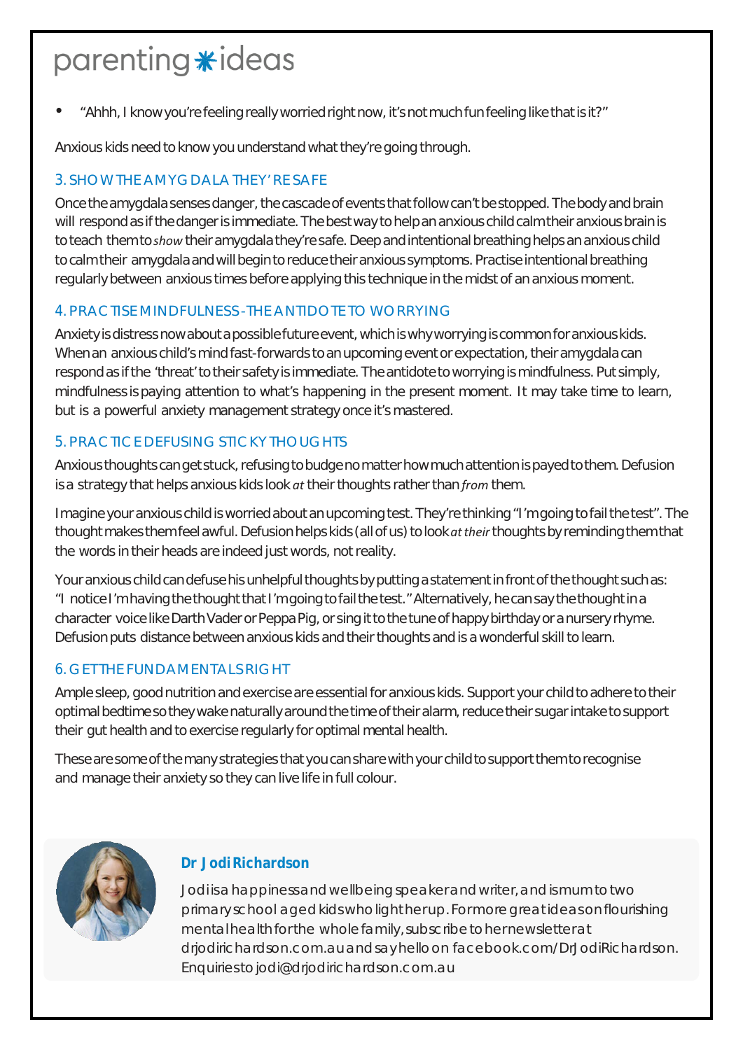- "Ahhh, I know you're feeling really worried right now, it's not much fun feeling like that is it?"

Anxious kids need to know you understand what they're going through.

### 3. SHOW THE AMYGDALA THEY'RE SAFE

Once the amygdala senses danger, the cascade of events that follow can't be stopped. The body and brain will respond as if the danger is immediate. The best way to help an anxious child calm their anxious brain is to teach them to *show* their amygdala they're safe. Deep and intentional breathing helps an anxious child to calm their amygdala and will begin to reduce their anxious symptoms. Practise intentional breathing regularly between anxious times before applying this technique in the midst of an anxious moment.

### 4. PRACTISE MINDFULNESS - THE ANTIDOTE TO WORRYING

Anxiety is distress now about a possible future event, which is why worrying is common for anxious kids. When an anxious child's mind fast-forwards to an upcoming event or expectation, their amygdala can respond as if the 'threat' to their safety is immediate. The antidote to worrying is mindfulness. Put simply, mindfulness is paying attention to what's happening in the present moment. It may take time to learn, but is a powerful anxiety management strategy once it's mastered.

### 5. PRACTICE DEFUSING STICKY THOUGHTS

Anxious thoughts can get stuck, refusing to budge no matter how much attention is payed to them. Defusion is a strategy that helps anxious kids look *at* their thoughts rather than *from* them.

Imagine your anxious child is worried about an upcoming test. They're thinking "I'm going to fail the test". The thought makes them feel awful. Defusion helps kids (all of us) to look *at their* thoughts by reminding them that the words in their heads are indeed just words, not reality.

Your anxious child can defuse his unhelpful thoughts by putting a statement in front of the thought such as: "I notice I'm having the thought that I'm going to fail the test." Alternatively, he can say the thought in a character voice like Darth Vader or Peppa Pig, or sing it to the tune of happy birthday or a nursery rhyme. Defusion puts distance between anxious kids and their thoughts and is a wonderful skill to learn.

### 6. GET THE FUNDAMENTALS RIGHT

Ample sleep, good nutrition and exercise are essential for anxious kids. Support your child to adhere to their optimal bedtime so they wake naturally around the time of their alarm, reduce their sugar intake to support their gut health and to exercise regularly for optimal mental health.

These are some of the many strategies that you can share with your child to support them to recognise and manage their anxiety so they can live life in full colour.

**Dr Jodi Richardson**

Jodi is a happiness and wellbeing speaker and writer, and is mum to two primary school aged kids who light her up. For more great ideas on flourishing mental health for the whole family, subscribe to her newsletter at drjodirichardson.com.au and say hello on facebook.com/DrJodiRichardson. Enquiries to jodi@drjodirichardson.com.au